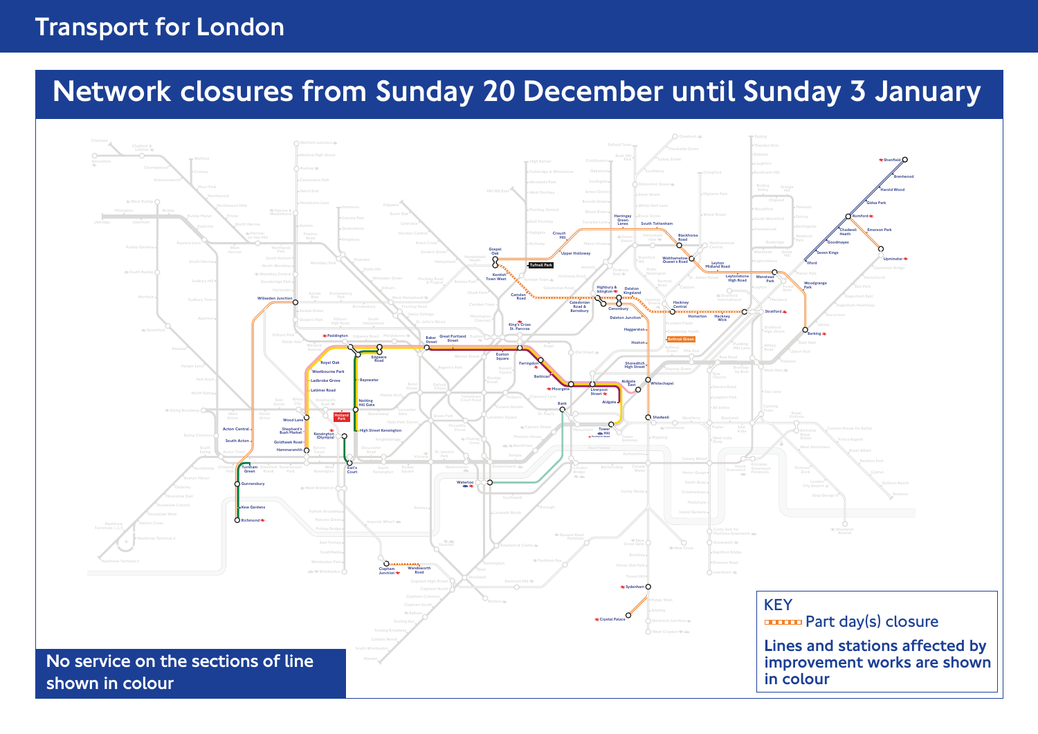# Transport for London

## Network closures from Sunday 20 December until Sunday 3 January

**No service on the sections of line shown in colour**

**KEY**

Part day(s) closure

Lines and stations affected by improvement works are shown in colour

Stations shown in colour: Shenfield, Brentwood, Harold Wood, Gidea Park, Romford, Chadwell Heath, Goodmayes, Seven Kings, Ilford, Emerson Park, Upminster, Gospel Oak, Upper Holloway, Crouch Hill, Harringay Green Lanes, South Tottenham, Blackhorse Road, Walthamstow Queen's Road, Leyton Midland Road, Leytonstone High Road, Wanstead Park, Woodgrange Park, Barking, Tufnell Park, Kentish Town West, Camden Road, Caledonian Road & Barnsbury, Highbury & Islington, Dalston Kingsland, Canonbury, Dalston Junction, Haggerston, Hoxton, Bethnal Green, Hackney Central, Homerton, Hackney Wick, Stratford, Willesden Junction, Paddington, Royal Oak, Westbourne Park, Ladbroke Grove, Latimer Road, Wood Lane, Shepherd's Bush Market, Goldhawk Road, Hammersmith, Acton Central, South Acton, Edgware Road, Bayswater, Notting Hill Gate, High Street Kensington, Holland Park, Kensington (Olympia), Earl's Court, Baker Street, Great Portland Street, Euston Square, King's Cross St. Pancras, Farringdon, Barbican, Moorgate, Liverpool Street, Aldgate, Aldgate East, Shoreditch High Street, Whitechapel, Shadwell, Bank, Tower Hill, Waterloo, Turnham Green, Gunnersbury, Kew Gardens, Richmond, Clapham Junction, Wandsworth Road, Sydenham, Crystal Palace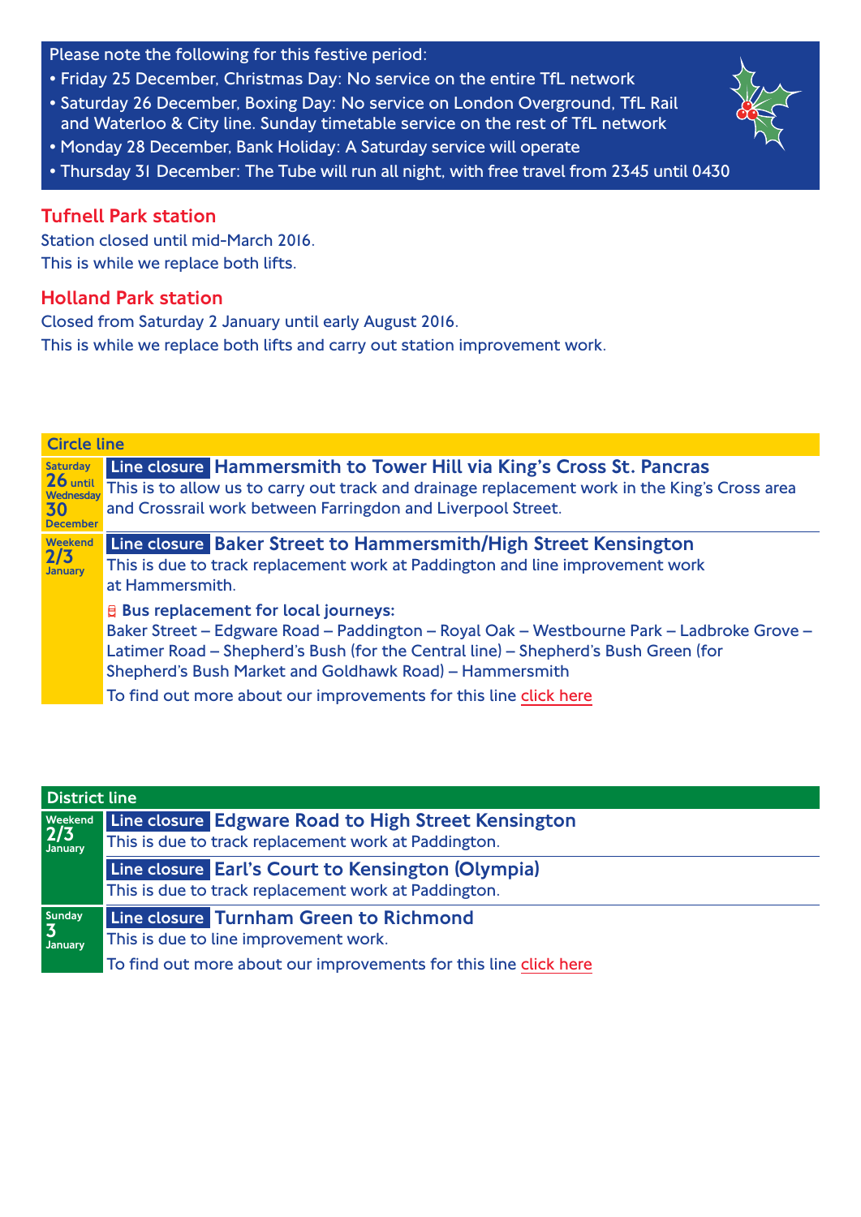Please note the following for this festive period:

- Friday 25 December, Christmas Day: No service on the entire TfL network
- Saturday 26 December, Boxing Day: No service on London Overground, TfL Rail and Waterloo & City line. Sunday timetable service on the rest of TfL network
- Monday 28 December, Bank Holiday: A Saturday service will operate
- Thursday 31 December: The Tube will run all night, with free travel from 2345 until 0430

## Tufnell Park station

Station closed until mid-March 2016.
This is while we replace both lifts.

## Holland Park station

Closed from Saturday 2 January until early August 2016.
This is while we replace both lifts and carry out station improvement work.

## Circle line

**Saturday 26 until Wednesday 30 December**

**Line closure** Hammersmith to Tower Hill via King's Cross St. Pancras
This is to allow us to carry out track and drainage replacement work in the King's Cross area and Crossrail work between Farringdon and Liverpool Street.

**Weekend 2/3 January**

**Line closure** Baker Street to Hammersmith/High Street Kensington
This is due to track replacement work at Paddington and line improvement work at Hammersmith.

**Bus replacement for local journeys:**
Baker Street – Edgware Road – Paddington – Royal Oak – Westbourne Park – Ladbroke Grove – Latimer Road – Shepherd's Bush (for the Central line) – Shepherd's Bush Green (for Shepherd's Bush Market and Goldhawk Road) – Hammersmith

To find out more about our improvements for this line click here

## District line

**Weekend 2/3 January**

**Line closure** Edgware Road to High Street Kensington
This is due to track replacement work at Paddington.

**Line closure** Earl's Court to Kensington (Olympia)
This is due to track replacement work at Paddington.

**Sunday 3 January**

**Line closure** Turnham Green to Richmond
This is due to line improvement work.

To find out more about our improvements for this line click here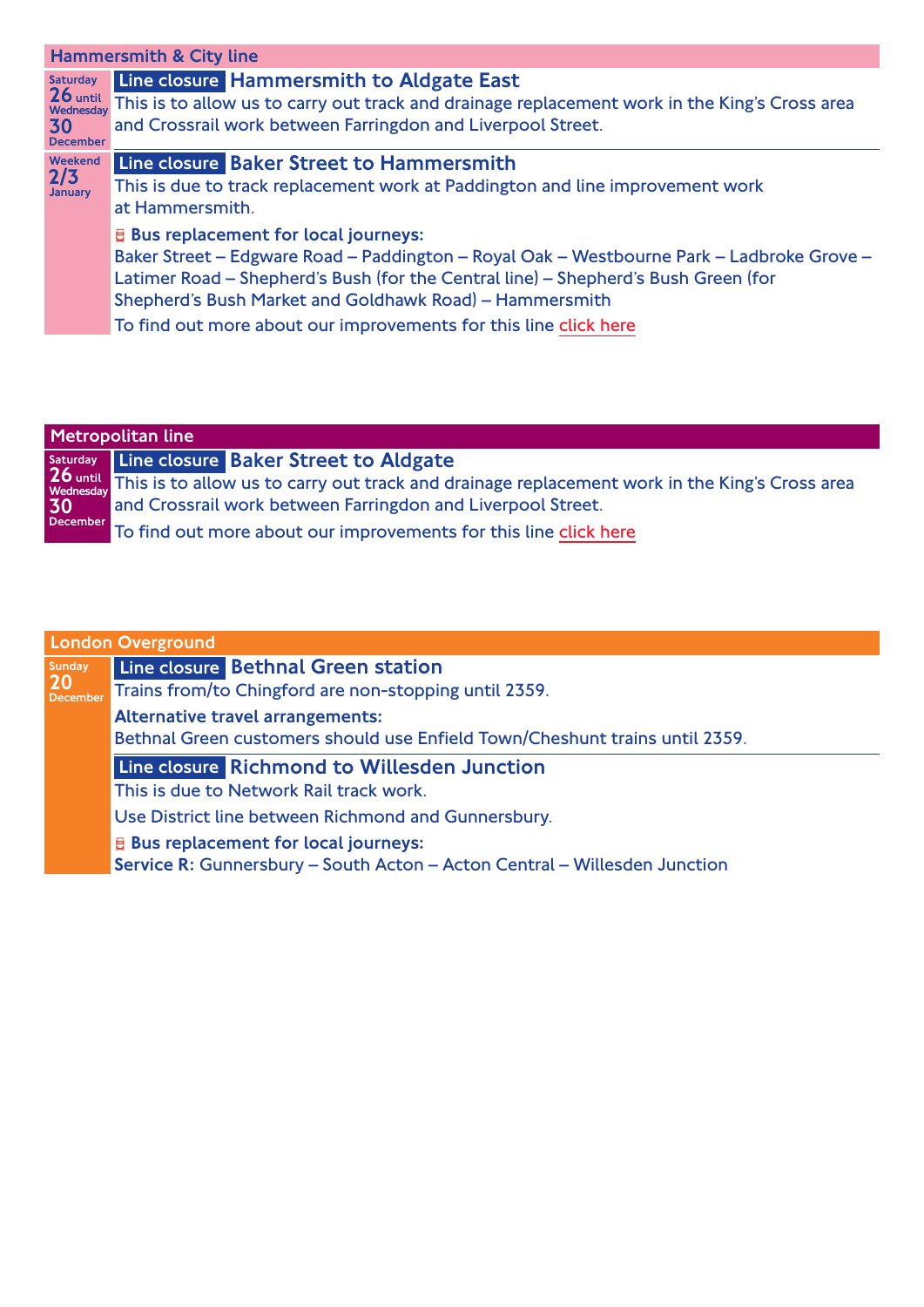## Hammersmith & City line

**Saturday 26 until Wednesday 30 December**

### Line closure Hammersmith to Aldgate East

This is to allow us to carry out track and drainage replacement work in the King's Cross area and Crossrail work between Farringdon and Liverpool Street.

**Weekend 2/3 January**

### Line closure Baker Street to Hammersmith

This is due to track replacement work at Paddington and line improvement work at Hammersmith.

**Bus replacement for local journeys:**

Baker Street – Edgware Road – Paddington – Royal Oak – Westbourne Park – Ladbroke Grove – Latimer Road – Shepherd's Bush (for the Central line) – Shepherd's Bush Green (for Shepherd's Bush Market and Goldhawk Road) – Hammersmith

To find out more about our improvements for this line click here

## Metropolitan line

**Saturday 26 until Wednesday 30 December**

### Line closure Baker Street to Aldgate

This is to allow us to carry out track and drainage replacement work in the King's Cross area and Crossrail work between Farringdon and Liverpool Street.

To find out more about our improvements for this line click here

## London Overground

**Sunday 20 December**

### Line closure Bethnal Green station

Trains from/to Chingford are non-stopping until 2359.

**Alternative travel arrangements:**

Bethnal Green customers should use Enfield Town/Cheshunt trains until 2359.

### Line closure Richmond to Willesden Junction

This is due to Network Rail track work.

Use District line between Richmond and Gunnersbury.

**Bus replacement for local journeys:**

**Service R:** Gunnersbury – South Acton – Acton Central – Willesden Junction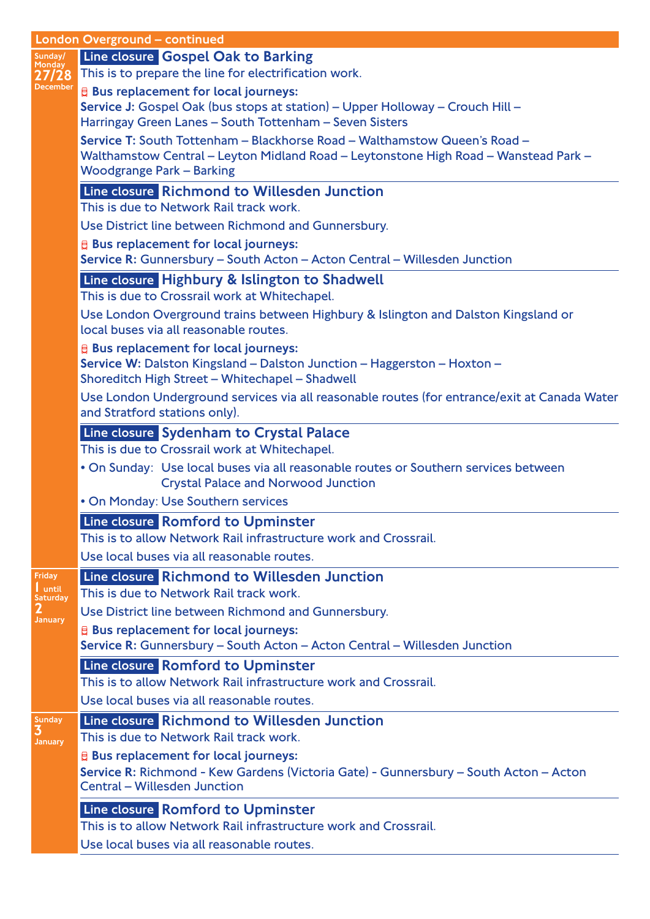## London Overground – continued

### Sunday/Monday 27/28 December

**Line closure** **Gospel Oak to Barking**

This is to prepare the line for electrification work.

**Bus replacement for local journeys:**

**Service J:** Gospel Oak (bus stops at station) – Upper Holloway – Crouch Hill – Harringay Green Lanes – South Tottenham – Seven Sisters

**Service T:** South Tottenham – Blackhorse Road – Walthamstow Queen's Road – Walthamstow Central – Leyton Midland Road – Leytonstone High Road – Wanstead Park – Woodgrange Park – Barking

**Line closure** **Richmond to Willesden Junction**

This is due to Network Rail track work.

Use District line between Richmond and Gunnersbury.

**Bus replacement for local journeys:**

**Service R:** Gunnersbury – South Acton – Acton Central – Willesden Junction

**Line closure** **Highbury & Islington to Shadwell**

This is due to Crossrail work at Whitechapel.

Use London Overground trains between Highbury & Islington and Dalston Kingsland or local buses via all reasonable routes.

**Bus replacement for local journeys:**

**Service W:** Dalston Kingsland – Dalston Junction – Haggerston – Hoxton – Shoreditch High Street – Whitechapel – Shadwell

Use London Underground services via all reasonable routes (for entrance/exit at Canada Water and Stratford stations only).

**Line closure** **Sydenham to Crystal Palace**

This is due to Crossrail work at Whitechapel.

- On Sunday: Use local buses via all reasonable routes or Southern services between Crystal Palace and Norwood Junction
- On Monday: Use Southern services

**Line closure** **Romford to Upminster**

This is to allow Network Rail infrastructure work and Crossrail.

Use local buses via all reasonable routes.

### Friday 1 until Saturday 2 January

**Line closure** **Richmond to Willesden Junction**

This is due to Network Rail track work.

Use District line between Richmond and Gunnersbury.

**Bus replacement for local journeys:**

**Service R:** Gunnersbury – South Acton – Acton Central – Willesden Junction

**Line closure** **Romford to Upminster**

This is to allow Network Rail infrastructure work and Crossrail.

Use local buses via all reasonable routes.

### Sunday 3 January

**Line closure** **Richmond to Willesden Junction**

This is due to Network Rail track work.

**Bus replacement for local journeys:**

**Service R:** Richmond - Kew Gardens (Victoria Gate) - Gunnersbury – South Acton – Acton Central – Willesden Junction

**Line closure** **Romford to Upminster**

This is to allow Network Rail infrastructure work and Crossrail.

Use local buses via all reasonable routes.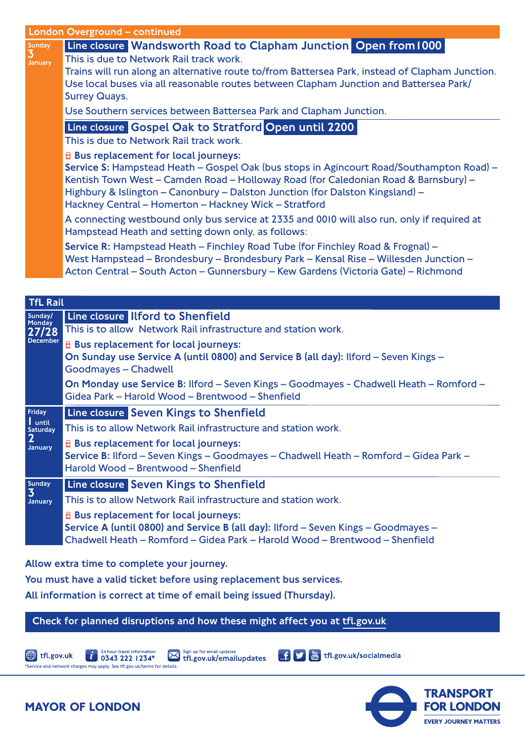## London Overground – continued

**Sunday 3 January**

### Line closure Wandsworth Road to Clapham Junction Open from 1000

This is due to Network Rail track work.

Trains will run along an alternative route to/from Battersea Park, instead of Clapham Junction. Use local buses via all reasonable routes between Clapham Junction and Battersea Park/ Surrey Quays.

Use Southern services between Battersea Park and Clapham Junction.

### Line closure Gospel Oak to Stratford Open until 2200

This is due to Network Rail track work.

**Bus replacement for local journeys:**

**Service S:** Hampstead Heath – Gospel Oak (bus stops in Agincourt Road/Southampton Road) – Kentish Town West – Camden Road – Holloway Road (for Caledonian Road & Barnsbury) – Highbury & Islington – Canonbury – Dalston Junction (for Dalston Kingsland) – Hackney Central – Homerton – Hackney Wick – Stratford

A connecting westbound only bus service at 2335 and 0010 will also run, only if required at Hampstead Heath and setting down only, as follows:

**Service R:** Hampstead Heath – Finchley Road Tube (for Finchley Road & Frognal) – West Hampstead – Brondesbury – Brondesbury Park – Kensal Rise – Willesden Junction – Acton Central – South Acton – Gunnersbury – Kew Gardens (Victoria Gate) – Richmond

## TfL Rail

**Sunday/ Monday 27/28 December**

### Line closure Ilford to Shenfield

This is to allow Network Rail infrastructure and station work.

**Bus replacement for local journeys:**

**On Sunday use Service A (until 0800) and Service B (all day):** Ilford – Seven Kings – Goodmayes – Chadwell

**On Monday use Service B:** Ilford – Seven Kings – Goodmayes - Chadwell Heath – Romford – Gidea Park – Harold Wood – Brentwood – Shenfield

**Friday 1 until Saturday 2 January**

### Line closure Seven Kings to Shenfield

This is to allow Network Rail infrastructure and station work.

**Bus replacement for local journeys:**

**Service B:** Ilford – Seven Kings – Goodmayes – Chadwell Heath – Romford – Gidea Park – Harold Wood – Brentwood – Shenfield

**Sunday 3 January**

### Line closure Seven Kings to Shenfield

This is to allow Network Rail infrastructure and station work.

**Bus replacement for local journeys:**

**Service A (until 0800) and Service B (all day):** Ilford – Seven Kings – Goodmayes – Chadwell Heath – Romford – Gidea Park – Harold Wood – Brentwood – Shenfield

**Allow extra time to complete your journey.**

**You must have a valid ticket before using replacement bus services.**

**All information is correct at time of email being issued (Thursday).**

**Check for planned disruptions and how these might affect you at tfl.gov.uk**

tfl.gov.uk | 24 hour travel information 0343 222 1234* | Sign up for email updates tfl.gov.uk/emailupdates | tfl.gov.uk/socialmedia

*Service and network charges may apply. See tfl.gov.uk/terms for details.

MAYOR OF LONDON

TRANSPORT FOR LONDON
EVERY JOURNEY MATTERS